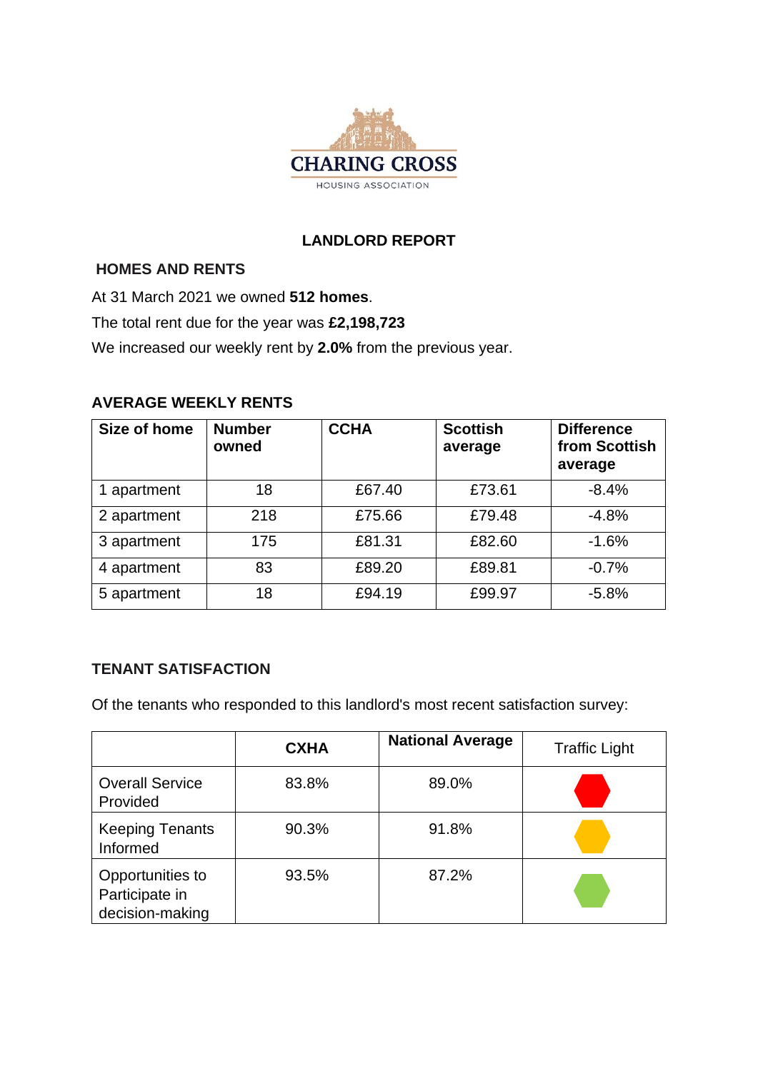CHARING CROSS

HOUSING ASSOCIATION

# LANDLORD REPORT

## HOMES AND RENTS

At 31 March 2021 we owned **512 homes**.

The total rent due for the year was **£2,198,723**

We increased our weekly rent by **2.0%** from the previous year.

## AVERAGE WEEKLY RENTS

| Size of home | Number owned | CCHA | Scottish average | Difference from Scottish average |
|---|---|---|---|---|
| 1 apartment | 18 | £67.40 | £73.61 | -8.4% |
| 2 apartment | 218 | £75.66 | £79.48 | -4.8% |
| 3 apartment | 175 | £81.31 | £82.60 | -1.6% |
| 4 apartment | 83 | £89.20 | £89.81 | -0.7% |
| 5 apartment | 18 | £94.19 | £99.97 | -5.8% |

## TENANT SATISFACTION

Of the tenants who responded to this landlord's most recent satisfaction survey:

| | CXHA | National Average | Traffic Light |
|---|---|---|---|
| Overall Service Provided | 83.8% | 89.0% | Red |
| Keeping Tenants Informed | 90.3% | 91.8% | Amber |
| Opportunities to Participate in decision-making | 93.5% | 87.2% | Green |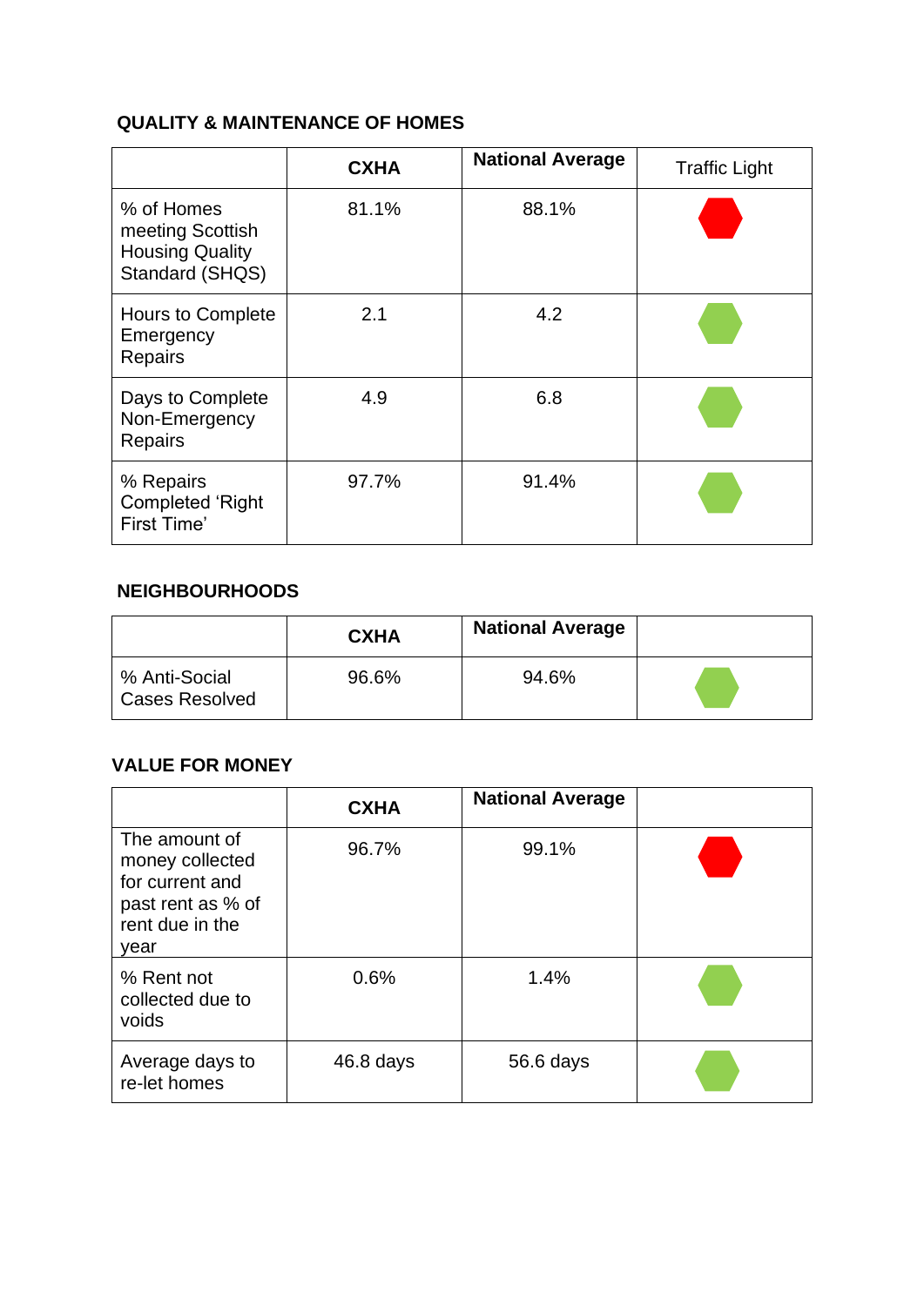## QUALITY & MAINTENANCE OF HOMES

| | CXHA | National Average | Traffic Light |
|---|---|---|---|
| % of Homes meeting Scottish Housing Quality Standard (SHQS) | 81.1% | 88.1% | |
| Hours to Complete Emergency Repairs | 2.1 | 4.2 | |
| Days to Complete Non-Emergency Repairs | 4.9 | 6.8 | |
| % Repairs Completed 'Right First Time' | 97.7% | 91.4% | |

## NEIGHBOURHOODS

| | CXHA | National Average | |
|---|---|---|---|
| % Anti-Social Cases Resolved | 96.6% | 94.6% | |

## VALUE FOR MONEY

| | CXHA | National Average | |
|---|---|---|---|
| The amount of money collected for current and past rent as % of rent due in the year | 96.7% | 99.1% | |
| % Rent not collected due to voids | 0.6% | 1.4% | |
| Average days to re-let homes | 46.8 days | 56.6 days | |